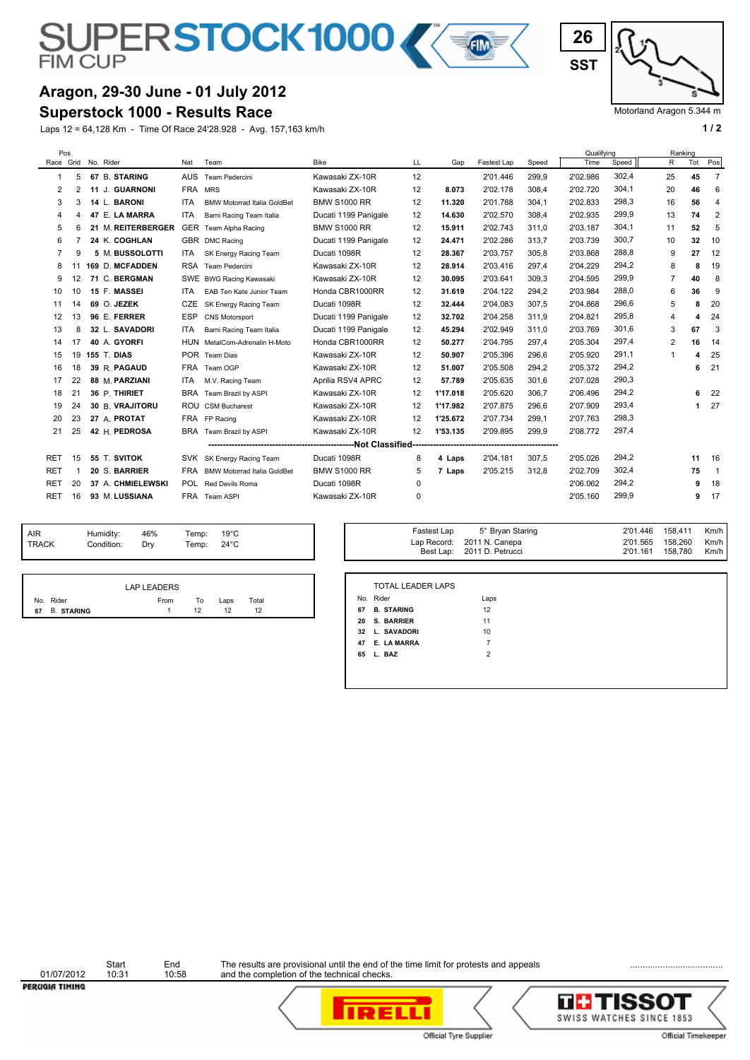# SUPERSTOCK1000 FIM CUP

**26**
**SST**

Motorland Aragon 5.344 m

## Aragon, 29-30 June - 01 July 2012
## Superstock 1000 - Results Race

Laps 12 = 64,128 Km - Time Of Race 24'28.928 - Avg. 157,163 km/h

| Pos Race | Pos Grid | No. | Rider | Nat | Team | Bike | LL | Gap | Fastest Lap | Speed | Qualifying Time | Qualifying Speed | Ranking R | Ranking Tot | Ranking Pos |
|---|---|---|---|---|---|---|---|---|---|---|---|---|---|---|---|
| 1 | 5 | **67** | B. **STARING** | AUS | Team Pedercini | Kawasaki ZX-10R | 12 | | 2'01.446 | 299,9 | 2'02.986 | 302,4 | 25 | **45** | 7 |
| 2 | 2 | **11** | J. **GUARNONI** | FRA | MRS | Kawasaki ZX-10R | 12 | **8.073** | 2'02.178 | 308,4 | 2'02.720 | 304,1 | 20 | **46** | 6 |
| 3 | 3 | **14** | L. **BARONI** | ITA | BMW Motorrad Italia GoldBet | BMW S1000 RR | 12 | **11.320** | 2'01.788 | 304,1 | 2'02.833 | 298,3 | 16 | **56** | 4 |
| 4 | 4 | **47** | E. **LA MARRA** | ITA | Barni Racing Team Italia | Ducati 1199 Panigale | 12 | **14.630** | 2'02.570 | 308,4 | 2'02.935 | 299,9 | 13 | **74** | 2 |
| 5 | 6 | **21** | M. **REITERBERGER** | GER | Team Alpha Racing | BMW S1000 RR | 12 | **15.911** | 2'02.743 | 311,0 | 2'03.187 | 304,1 | 11 | **52** | 5 |
| 6 | 7 | **24** | K. **COGHLAN** | GBR | DMC Racing | Ducati 1199 Panigale | 12 | **24.471** | 2'02.286 | 313,7 | 2'03.739 | 300,7 | 10 | **32** | 10 |
| 7 | 9 | **5** | M. **BUSSOLOTTI** | ITA | SK Energy Racing Team | Ducati 1098R | 12 | **28.367** | 2'03.757 | 305,8 | 2'03.868 | 288,8 | 9 | **27** | 12 |
| 8 | 11 | **169** | D. **MCFADDEN** | RSA | Team Pedercini | Kawasaki ZX-10R | 12 | **28.914** | 2'03.416 | 297,4 | 2'04.229 | 294,2 | 8 | **8** | 19 |
| 9 | 12 | **71** | C. **BERGMAN** | SWE | BWG Racing Kawasaki | Kawasaki ZX-10R | 12 | **30.095** | 2'03.641 | 309,3 | 2'04.595 | 299,9 | 7 | **40** | 8 |
| 10 | 10 | **15** | F. **MASSEI** | ITA | EAB Ten Kate Junior Team | Honda CBR1000RR | 12 | **31.619** | 2'04.122 | 294,2 | 2'03.984 | 288,0 | 6 | **36** | 9 |
| 11 | 14 | **69** | O. **JEZEK** | CZE | SK Energy Racing Team | Ducati 1098R | 12 | **32.444** | 2'04.083 | 307,5 | 2'04.868 | 296,6 | 5 | **8** | 20 |
| 12 | 13 | **96** | E. **FERRER** | ESP | CNS Motorsport | Ducati 1199 Panigale | 12 | **32.702** | 2'04.258 | 311,9 | 2'04.821 | 295,8 | 4 | **4** | 24 |
| 13 | 8 | **32** | L. **SAVADORI** | ITA | Barni Racing Team Italia | Ducati 1199 Panigale | 12 | **45.294** | 2'02.949 | 311,0 | 2'03.769 | 301,6 | 3 | **67** | 3 |
| 14 | 17 | **40** | A. **GYORFI** | HUN | MetalCom-Adrenalin H-Moto | Honda CBR1000RR | 12 | **50.277** | 2'04.795 | 297,4 | 2'05.304 | 297,4 | 2 | **16** | 14 |
| 15 | 19 | **155** | T. **DIAS** | POR | Team Dias | Kawasaki ZX-10R | 12 | **50.907** | 2'05.396 | 296,6 | 2'05.920 | 291,1 | 1 | **4** | 25 |
| 16 | 18 | **39** | R. **PAGAUD** | FRA | Team OGP | Kawasaki ZX-10R | 12 | **51.007** | 2'05.508 | 294,2 | 2'05.372 | 294,2 | | **6** | 21 |
| 17 | 22 | **88** | M. **PARZIANI** | ITA | M.V. Racing Team | Aprilia RSV4 APRC | 12 | **57.789** | 2'05.635 | 301,6 | 2'07.028 | 290,3 | | | |
| 18 | 21 | **36** | P. **THIRIET** | BRA | Team Brazil by ASPI | Kawasaki ZX-10R | 12 | **1'17.018** | 2'05.620 | 306,7 | 2'06.496 | 294,2 | | **6** | 22 |
| 19 | 24 | **30** | B. **VRAJITORU** | ROU | CSM Bucharest | Kawasaki ZX-10R | 12 | **1'17.982** | 2'07.875 | 296,6 | 2'07.909 | 293,4 | | **1** | 27 |
| 20 | 23 | **27** | A. **PROTAT** | FRA | FP Racing | Kawasaki ZX-10R | 12 | **1'25.672** | 2'07.734 | 299,1 | 2'07.763 | 298,3 | | | |
| 21 | 25 | **42** | H. **PEDROSA** | BRA | Team Brazil by ASPI | Kawasaki ZX-10R | 12 | **1'53.135** | 2'09.895 | 299,9 | 2'08.772 | 297,4 | | | |
| | | | **Not Classified** | | | | | | | | | | | | |
| RET | 15 | **55** | T. **SVITOK** | SVK | SK Energy Racing Team | Ducati 1098R | 8 | **4 Laps** | 2'04.181 | 307,5 | 2'05.026 | 294,2 | | **11** | 16 |
| RET | 1 | **20** | S. **BARRIER** | FRA | BMW Motorrad Italia GoldBet | BMW S1000 RR | 5 | **7 Laps** | 2'05.215 | 312,8 | 2'02.709 | 302,4 | | **75** | 1 |
| RET | 20 | **37** | A. **CHMIELEWSKI** | POL | Red Devils Roma | Ducati 1098R | 0 | | | | 2'06.062 | 294,2 | | **9** | 18 |
| RET | 16 | **93** | M. **LUSSIANA** | FRA | Team ASPI | Kawasaki ZX-10R | 0 | | | | 2'05.160 | 299,9 | | **9** | 17 |

| | | | | |
|---|---|---|---|---|
| AIR | Humidity: | 46% | Temp: | 19°C |
| TRACK | Condition: | Dry | Temp: | 24°C |

| | | | | |
|---|---|---|---|---|
| Fastest Lap | 5° Bryan Staring | 2'01.446 | 158,411 | Km/h |
| Lap Record: | 2011 N. Canepa | 2'01.565 | 158,260 | Km/h |
| Best Lap: | 2011 D. Petrucci | 2'01.161 | 158,780 | Km/h |

**LAP LEADERS**

| No. | Rider | From | To | Laps | Total |
|---|---|---|---|---|---|
| 67 | B. **STARING** | 1 | 12 | 12 | 12 |

**TOTAL LEADER LAPS**

| No. | Rider | Laps |
|---|---|---|
| **67** | **B. STARING** | 12 |
| **20** | **S. BARRIER** | 11 |
| **32** | **L. SAVADORI** | 10 |
| **47** | **E. LA MARRA** | 7 |
| **65** | **L. BAZ** | 2 |

| | Start | End |
|---|---|---|
| 01/07/2012 | 10:31 | 10:58 |

The results are provisional until the end of the time limit for protests and appeals and the completion of the technical checks.

.....................................

PERUGIA TIMING

Official Tyre Supplier — PIRELLI

TISSOT SWISS WATCHES SINCE 1853 — Official Timekeeper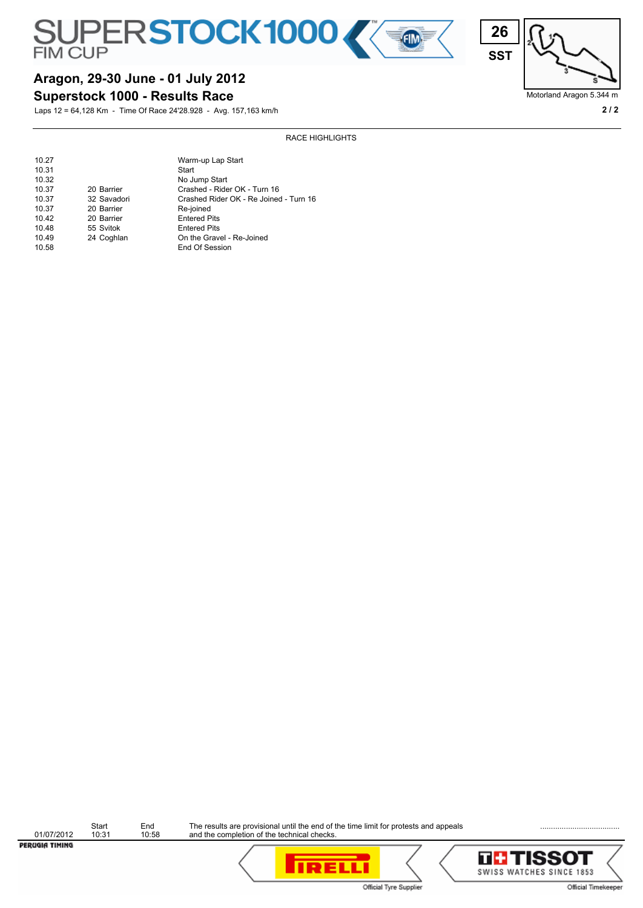# SUPERSTOCK 1000 FIM CUP

## Aragon, 29-30 June - 01 July 2012

## Superstock 1000 - Results Race

Laps 12 = 64,128 Km - Time Of Race 24'28.928 - Avg. 157,163 km/h

26 SST

Motorland Aragon 5.344 m

### RACE HIGHLIGHTS

| Time | Rider | Event |
|---|---|---|
| 10.27 | | Warm-up Lap Start |
| 10.31 | | Start |
| 10.32 | | No Jump Start |
| 10.37 | 20 Barrier | Crashed - Rider OK - Turn 16 |
| 10.37 | 32 Savadori | Crashed Rider OK - Re Joined - Turn 16 |
| 10.37 | 20 Barrier | Re-joined |
| 10.42 | 20 Barrier | Entered Pits |
| 10.48 | 55 Svitok | Entered Pits |
| 10.49 | 24 Coghlan | On the Gravel - Re-Joined |
| 10.58 | | End Of Session |

| | Start | End |
|---|---|---|
| 01/07/2012 | 10:31 | 10:58 |

The results are provisional until the end of the time limit for protests and appeals and the completion of the technical checks.

....................................

Official Tyre Supplier

Official Timekeeper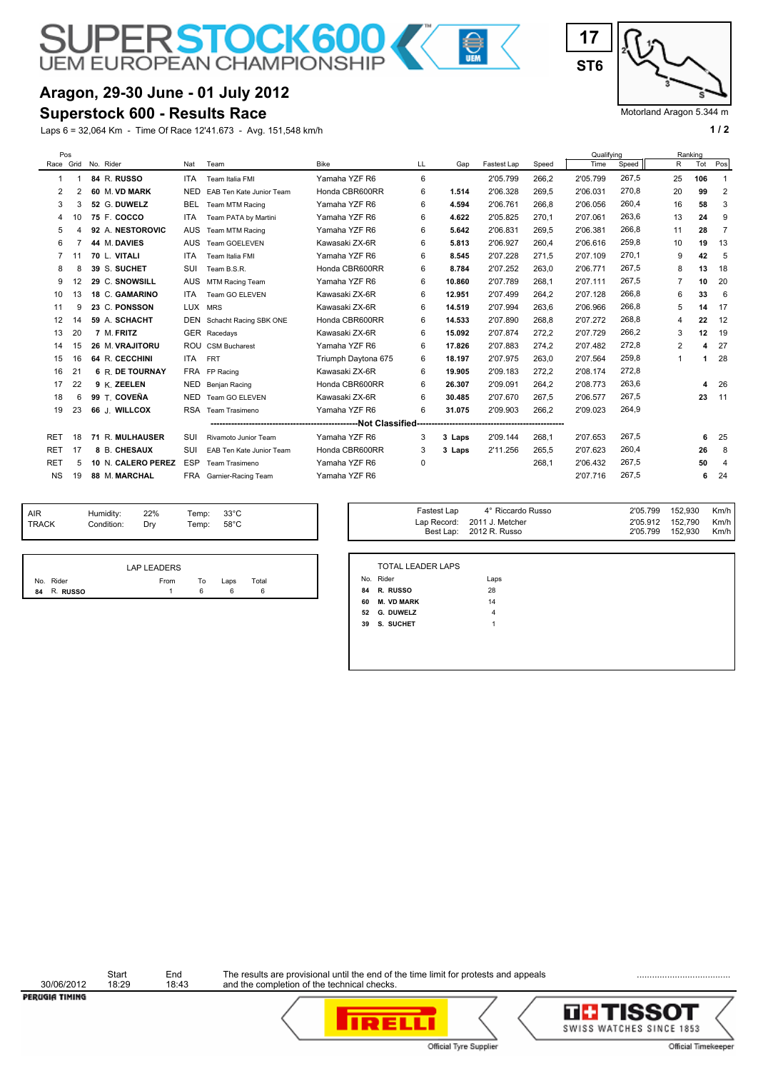# SUPERSTOCK600 UEM EUROPEAN CHAMPIONSHIP

17 ST6

Motorland Aragon 5.344 m

## Aragon, 29-30 June - 01 July 2012

## Superstock 600 - Results Race

Laps 6 = 32,064 Km - Time Of Race 12'41.673 - Avg. 151,548 km/h

| Pos Race | Pos Grid | No. | Rider | Nat | Team | Bike | LL | Gap | Fastest Lap | Speed | Qualifying Time | Qualifying Speed | Ranking R | Ranking Tot | Ranking Pos |
|---|---|---|---|---|---|---|---|---|---|---|---|---|---|---|---|
| 1 | 1 | 84 | R. RUSSO | ITA | Team Italia FMI | Yamaha YZF R6 | 6 | | 2'05.799 | 266,2 | 2'05.799 | 267,5 | 25 | 106 | 1 |
| 2 | 2 | 60 | M. VD MARK | NED | EAB Ten Kate Junior Team | Honda CBR600RR | 6 | 1.514 | 2'06.328 | 269,5 | 2'06.031 | 270,8 | 20 | 99 | 2 |
| 3 | 3 | 52 | G. DUWELZ | BEL | Team MTM Racing | Yamaha YZF R6 | 6 | 4.594 | 2'06.761 | 266,8 | 2'06.056 | 260,4 | 16 | 58 | 3 |
| 4 | 10 | 75 | F. COCCO | ITA | Team PATA by Martini | Yamaha YZF R6 | 6 | 4.622 | 2'05.825 | 270,1 | 2'07.061 | 263,6 | 13 | 24 | 9 |
| 5 | 4 | 92 | A. NESTOROVIC | AUS | Team MTM Racing | Yamaha YZF R6 | 6 | 5.642 | 2'06.831 | 269,5 | 2'06.381 | 266,8 | 11 | 28 | 7 |
| 6 | 7 | 44 | M. DAVIES | AUS | Team GOELEVEN | Kawasaki ZX-6R | 6 | 5.813 | 2'06.927 | 260,4 | 2'06.616 | 259,8 | 10 | 19 | 13 |
| 7 | 11 | 70 | L. VITALI | ITA | Team Italia FMI | Yamaha YZF R6 | 6 | 8.545 | 2'07.228 | 271,5 | 2'07.109 | 270,1 | 9 | 42 | 5 |
| 8 | 8 | 39 | S. SUCHET | SUI | Team B.S.R. | Honda CBR600RR | 6 | 8.784 | 2'07.252 | 263,0 | 2'06.771 | 267,5 | 8 | 13 | 18 |
| 9 | 12 | 29 | C. SNOWSILL | AUS | MTM Racing Team | Yamaha YZF R6 | 6 | 10.860 | 2'07.789 | 268,1 | 2'07.111 | 267,5 | 7 | 10 | 20 |
| 10 | 13 | 18 | C. GAMARINO | ITA | Team GO ELEVEN | Kawasaki ZX-6R | 6 | 12.951 | 2'07.499 | 264,2 | 2'07.128 | 266,8 | 6 | 33 | 6 |
| 11 | 9 | 23 | C. PONSSON | LUX | MRS | Kawasaki ZX-6R | 6 | 14.519 | 2'07.994 | 263,6 | 2'06.966 | 266,8 | 5 | 14 | 17 |
| 12 | 14 | 59 | A. SCHACHT | DEN | Schacht Racing SBK ONE | Honda CBR600RR | 6 | 14.533 | 2'07.890 | 268,8 | 2'07.272 | 268,8 | 4 | 22 | 12 |
| 13 | 20 | 7 | M. FRITZ | GER | Racedays | Kawasaki ZX-6R | 6 | 15.092 | 2'07.874 | 272,2 | 2'07.729 | 266,2 | 3 | 12 | 19 |
| 14 | 15 | 26 | M. VRAJITORU | ROU | CSM Bucharest | Yamaha YZF R6 | 6 | 17.826 | 2'07.883 | 274,2 | 2'07.482 | 272,8 | 2 | 4 | 27 |
| 15 | 16 | 64 | R. CECCHINI | ITA | FRT | Triumph Daytona 675 | 6 | 18.197 | 2'07.975 | 263,0 | 2'07.564 | 259,8 | 1 | 1 | 28 |
| 16 | 21 | 6 | R. DE TOURNAY | FRA | FP Racing | Kawasaki ZX-6R | 6 | 19.905 | 2'09.183 | 272,2 | 2'08.174 | 272,8 | | | |
| 17 | 22 | 9 | K. ZEELEN | NED | Benjan Racing | Honda CBR600RR | 6 | 26.307 | 2'09.091 | 264,2 | 2'08.773 | 263,6 | | 4 | 26 |
| 18 | 6 | 99 | T. COVEÑA | NED | Team GO ELEVEN | Kawasaki ZX-6R | 6 | 30.485 | 2'07.670 | 267,5 | 2'06.577 | 267,5 | | 23 | 11 |
| 19 | 23 | 66 | J. WILLCOX | RSA | Team Trasimeno | Yamaha YZF R6 | 6 | 31.075 | 2'09.903 | 266,2 | 2'09.023 | 264,9 | | | |
| | | | **Not Classified** | | | | | | | | | | | | |
| RET | 18 | 71 | R. MULHAUSER | SUI | Rivamoto Junior Team | Yamaha YZF R6 | 3 | 3 Laps | 2'09.144 | 268,1 | 2'07.653 | 267,5 | | 6 | 25 |
| RET | 17 | 8 | B. CHESAUX | SUI | EAB Ten Kate Junior Team | Honda CBR600RR | 3 | 3 Laps | 2'11.256 | 265,5 | 2'07.623 | 260,4 | | 26 | 8 |
| RET | 5 | 10 | N. CALERO PEREZ | ESP | Team Trasimeno | Yamaha YZF R6 | 0 | | | 268,1 | 2'06.432 | 267,5 | | 50 | 4 |
| NS | 19 | 88 | M. MARCHAL | FRA | Garnier-Racing Team | Yamaha YZF R6 | | | | | 2'07.716 | 267,5 | | 6 | 24 |

| | | | | |
|---|---|---|---|---|
| AIR | Humidity: | 22% | Temp: | 33°C |
| TRACK | Condition: | Dry | Temp: | 58°C |

| | | | | |
|---|---|---|---|---|
| Fastest Lap | 4° Riccardo Russo | 2'05.799 | 152,930 | Km/h |
| Lap Record: | 2011 J. Metcher | 2'05.912 | 152,790 | Km/h |
| Best Lap: | 2012 R. Russo | 2'05.799 | 152,930 | Km/h |

LAP LEADERS

| No. | Rider | From | To | Laps | Total |
|---|---|---|---|---|---|
| 84 | R. RUSSO | 1 | 6 | 6 | 6 |

TOTAL LEADER LAPS

| No. | Rider | Laps |
|---|---|---|
| 84 | R. RUSSO | 28 |
| 60 | M. VD MARK | 14 |
| 52 | G. DUWELZ | 4 |
| 39 | S. SUCHET | 1 |

| | Start | End |
|---|---|---|
| 30/06/2012 | 18:29 | 18:43 |

The results are provisional until the end of the time limit for protests and appeals and the completion of the technical checks.

PERUGIA TIMING

PIRELLI Official Tyre Supplier

TISSOT SWISS WATCHES SINCE 1853 Official Timekeeper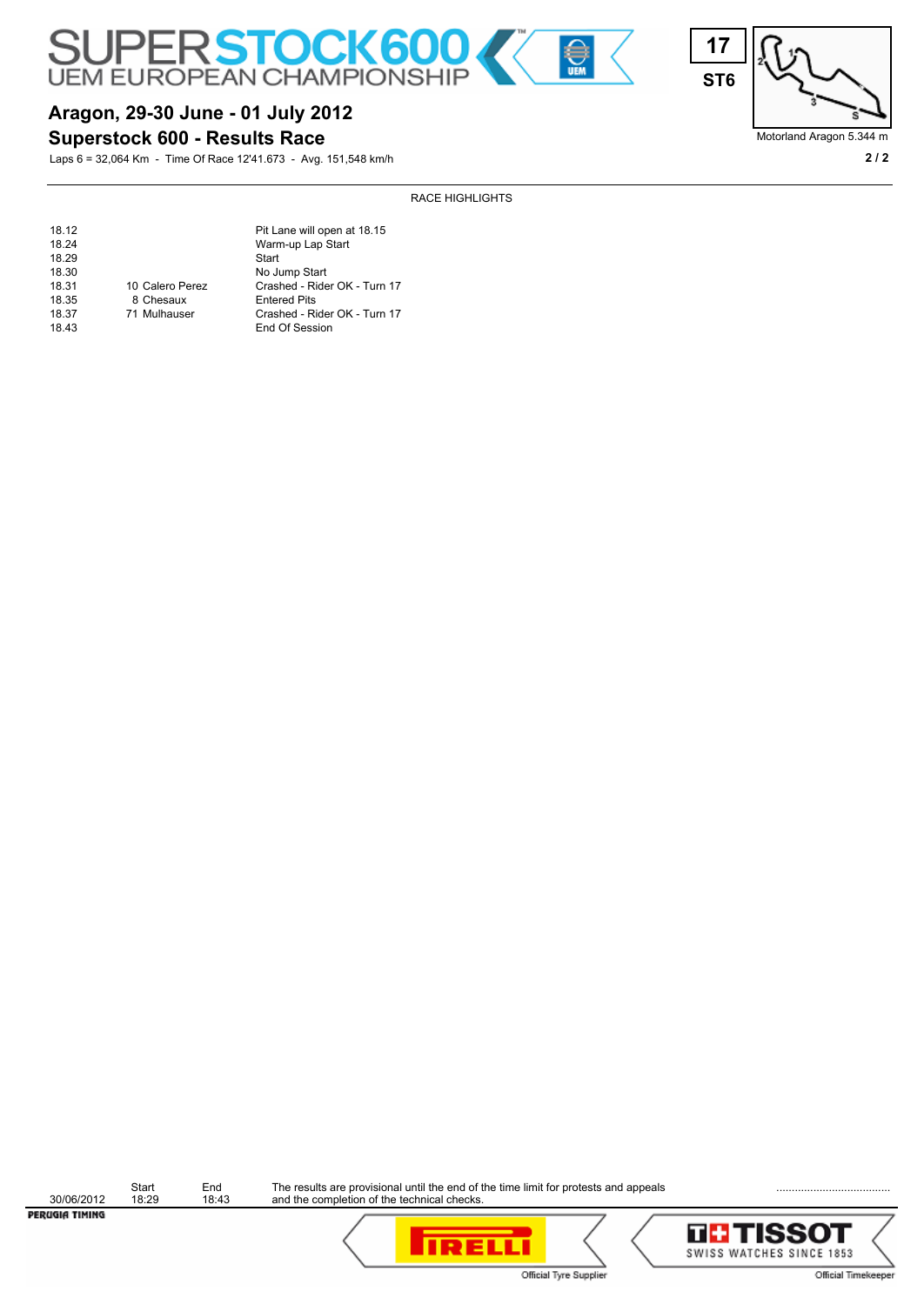# SUPERSTOCK600 UEM EUROPEAN CHAMPIONSHIP

**17**
**ST6**

## Aragon, 29-30 June - 01 July 2012

## Superstock 600 - Results Race

Laps 6 = 32,064 Km - Time Of Race 12'41.673 - Avg. 151,548 km/h

Motorland Aragon 5.344 m

### RACE HIGHLIGHTS

| Time | Rider | Event |
|---|---|---|
| 18.12 | | Pit Lane will open at 18.15 |
| 18.24 | | Warm-up Lap Start |
| 18.29 | | Start |
| 18.30 | | No Jump Start |
| 18.31 | 10 Calero Perez | Crashed - Rider OK - Turn 17 |
| 18.35 | 8 Chesaux | Entered Pits |
| 18.37 | 71 Mulhauser | Crashed - Rider OK - Turn 17 |
| 18.43 | | End Of Session |

| | Start | End |
|---|---|---|
| 30/06/2012 | 18:29 | 18:43 |

The results are provisional until the end of the time limit for protests and appeals and the completion of the technical checks.

.....................................

PERUGIA TIMING

Official Tyre Supplier — PIRELLI

Official Timekeeper — TISSOT SWISS WATCHES SINCE 1853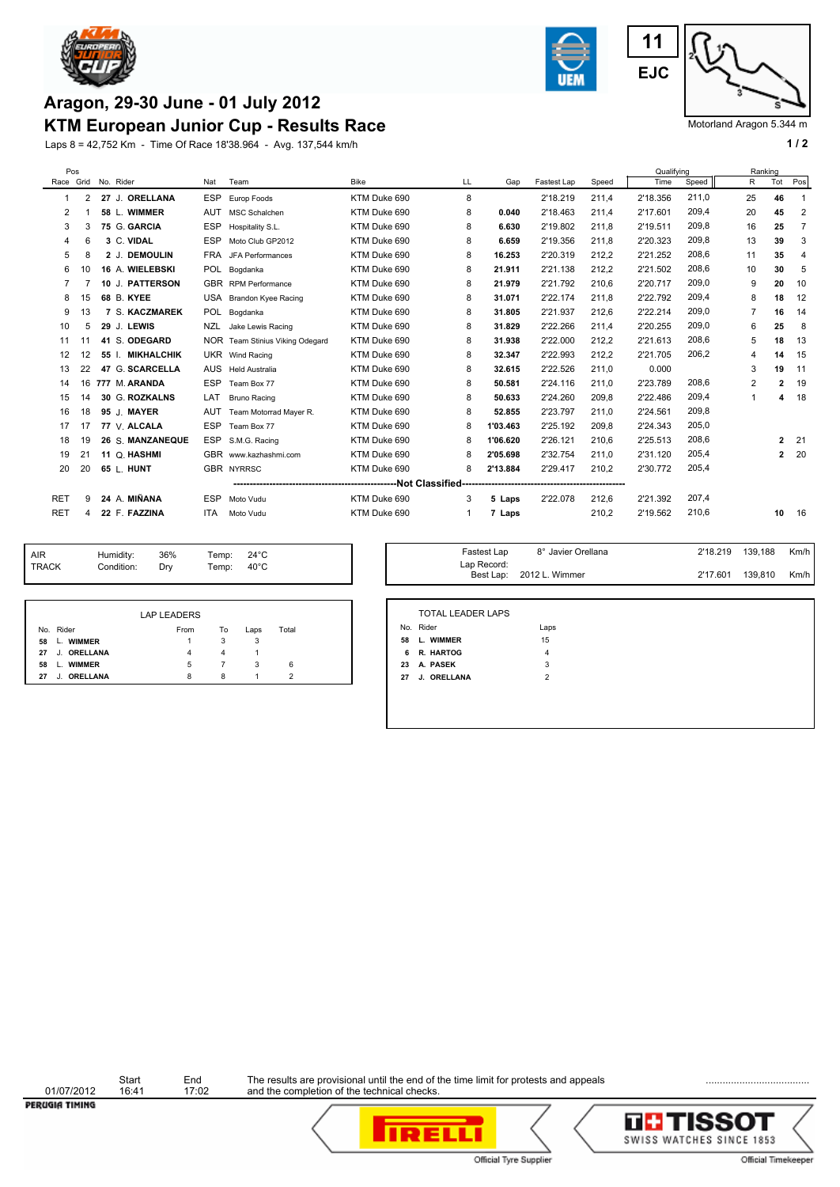11 EJC

Motorland Aragon 5.344 m

# Aragon, 29-30 June - 01 July 2012

## KTM European Junior Cup - Results Race

Laps 8 = 42,752 Km - Time Of Race 18'38.964 - Avg. 137,544 km/h

| Pos Race | Pos Grid | No. | Rider | Nat | Team | Bike | LL | Gap | Fastest Lap | Speed | Qualifying Time | Qualifying Speed | Ranking R | Ranking Tot | Ranking Pos |
|---|---|---|---|---|---|---|---|---|---|---|---|---|---|---|---|
| 1 | 2 | 27 | J. ORELLANA | ESP | Europ Foods | KTM Duke 690 | 8 | | 2'18.219 | 211,4 | 2'18.356 | 211,0 | 25 | 46 | 1 |
| 2 | 1 | 58 | L. WIMMER | AUT | MSC Schalchen | KTM Duke 690 | 8 | 0.040 | 2'18.463 | 211,4 | 2'17.601 | 209,4 | 20 | 45 | 2 |
| 3 | 3 | 75 | G. GARCIA | ESP | Hospitality S.L. | KTM Duke 690 | 8 | 6.630 | 2'19.802 | 211,8 | 2'19.511 | 209,8 | 16 | 25 | 7 |
| 4 | 6 | 3 | C. VIDAL | ESP | Moto Club GP2012 | KTM Duke 690 | 8 | 6.659 | 2'19.356 | 211,8 | 2'20.323 | 209,8 | 13 | 39 | 3 |
| 5 | 8 | 2 | J. DEMOULIN | FRA | JFA Performances | KTM Duke 690 | 8 | 16.253 | 2'20.319 | 212,2 | 2'21.252 | 208,6 | 11 | 35 | 4 |
| 6 | 10 | 16 | A. WIELEBSKI | POL | Bogdanka | KTM Duke 690 | 8 | 21.911 | 2'21.138 | 212,2 | 2'21.502 | 208,6 | 10 | 30 | 5 |
| 7 | 7 | 10 | J. PATTERSON | GBR | RPM Performance | KTM Duke 690 | 8 | 21.979 | 2'21.792 | 210,6 | 2'20.717 | 209,0 | 9 | 20 | 10 |
| 8 | 15 | 68 | B. KYEE | USA | Brandon Kyee Racing | KTM Duke 690 | 8 | 31.071 | 2'22.174 | 211,8 | 2'22.792 | 209,4 | 8 | 18 | 12 |
| 9 | 13 | 7 | S. KACZMAREK | POL | Bogdanka | KTM Duke 690 | 8 | 31.805 | 2'21.937 | 212,6 | 2'22.214 | 209,0 | 7 | 16 | 14 |
| 10 | 5 | 29 | J. LEWIS | NZL | Jake Lewis Racing | KTM Duke 690 | 8 | 31.829 | 2'22.266 | 211,4 | 2'20.255 | 209,0 | 6 | 25 | 8 |
| 11 | 11 | 41 | S. ODEGARD | NOR | Team Stinius Viking Odegard | KTM Duke 690 | 8 | 31.938 | 2'22.000 | 212,2 | 2'21.613 | 208,6 | 5 | 18 | 13 |
| 12 | 12 | 55 | I. MIKHALCHIK | UKR | Wind Racing | KTM Duke 690 | 8 | 32.347 | 2'22.993 | 212,2 | 2'21.705 | 206,2 | 4 | 14 | 15 |
| 13 | 22 | 47 | G. SCARCELLA | AUS | Held Australia | KTM Duke 690 | 8 | 32.615 | 2'22.526 | 211,0 | 0.000 | | 3 | 19 | 11 |
| 14 | 16 | 777 | M. ARANDA | ESP | Team Box 77 | KTM Duke 690 | 8 | 50.581 | 2'24.116 | 211,0 | 2'23.789 | 208,6 | 2 | 2 | 19 |
| 15 | 14 | 30 | G. ROZKALNS | LAT | Bruno Racing | KTM Duke 690 | 8 | 50.633 | 2'24.260 | 209,8 | 2'22.486 | 209,4 | 1 | 4 | 18 |
| 16 | 18 | 95 | J. MAYER | AUT | Team Motorrad Mayer R. | KTM Duke 690 | 8 | 52.855 | 2'23.797 | 211,0 | 2'24.561 | 209,8 | | | |
| 17 | 17 | 77 | V. ALCALA | ESP | Team Box 77 | KTM Duke 690 | 8 | 1'03.463 | 2'25.192 | 209,8 | 2'24.343 | 205,0 | | | |
| 18 | 19 | 26 | S. MANZANEQUE | ESP | S.M.G. Racing | KTM Duke 690 | 8 | 1'06.620 | 2'26.121 | 210,6 | 2'25.513 | 208,6 | | 2 | 21 |
| 19 | 21 | 11 | Q. HASHMI | GBR | www.kazhashmi.com | KTM Duke 690 | 8 | 2'05.698 | 2'32.754 | 211,0 | 2'31.120 | 205,4 | | 2 | 20 |
| 20 | 20 | 65 | L. HUNT | GBR | NYRRSC | KTM Duke 690 | 8 | 2'13.884 | 2'29.417 | 210,2 | 2'30.772 | 205,4 | | | |
| | | | | | | **Not Classified** | | | | | | | | | |
| RET | 9 | 24 | A. MIÑANA | ESP | Moto Vudu | KTM Duke 690 | 3 | 5 Laps | 2'22.078 | 212,6 | 2'21.392 | 207,4 | | | |
| RET | 4 | 22 | F. FAZZINA | ITA | Moto Vudu | KTM Duke 690 | 1 | 7 Laps | | 210,2 | 2'19.562 | 210,6 | | 10 | 16 |

| | | | | |
|---|---|---|---|---|
| AIR | Humidity: | 36% | Temp: | 24°C |
| TRACK | Condition: | Dry | Temp: | 40°C |

| | | | |
|---|---|---|---|
| Fastest Lap | 8° Javier Orellana | 2'18.219 | 139,188 Km/h |
| Lap Record: Best Lap: | 2012 L. Wimmer | 2'17.601 | 139,810 Km/h |

**LAP LEADERS**

| No. | Rider | From | To | Laps | Total |
|---|---|---|---|---|---|
| 58 | L. WIMMER | 1 | 3 | 3 | |
| 27 | J. ORELLANA | 4 | 4 | 1 | |
| 58 | L. WIMMER | 5 | 7 | 3 | 6 |
| 27 | J. ORELLANA | 8 | 8 | 1 | 2 |

**TOTAL LEADER LAPS**

| No. | Rider | Laps |
|---|---|---|
| 58 | L. WIMMER | 15 |
| 6 | R. HARTOG | 4 |
| 23 | A. PASEK | 3 |
| 27 | J. ORELLANA | 2 |

| | Start | End |
|---|---|---|
| 01/07/2012 | 16:41 | 17:02 |

The results are provisional until the end of the time limit for protests and appeals and the completion of the technical checks.

PERUGIA TIMING

Official Tyre Supplier — PIRELLI

Official Timekeeper — TISSOT SWISS WATCHES SINCE 1853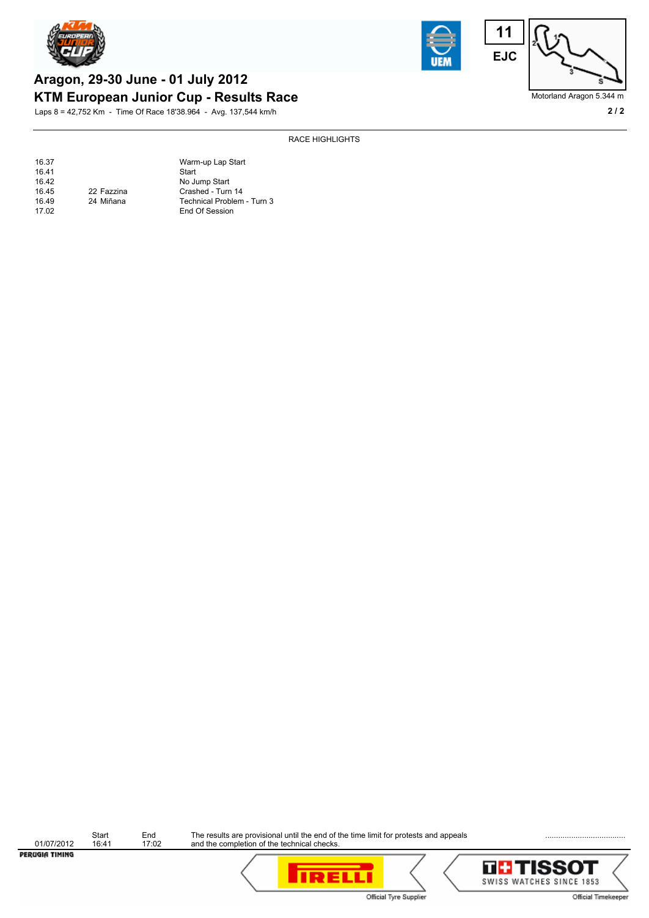# Aragon, 29-30 June - 01 July 2012

## KTM European Junior Cup - Results Race

Laps 8 = 42,752 Km - Time Of Race 18'38.964 - Avg. 137,544 km/h

Motorland Aragon 5.344 m

11 EJC

### RACE HIGHLIGHTS

| | | |
|---|---|---|
| 16.37 | | Warm-up Lap Start |
| 16.41 | | Start |
| 16.42 | | No Jump Start |
| 16.45 | 22 Fazzina | Crashed - Turn 14 |
| 16.49 | 24 Miñana | Technical Problem - Turn 3 |
| 17.02 | | End Of Session |

01/07/2012 Start 16:41 End 17:02

The results are provisional until the end of the time limit for protests and appeals and the completion of the technical checks.

....................................